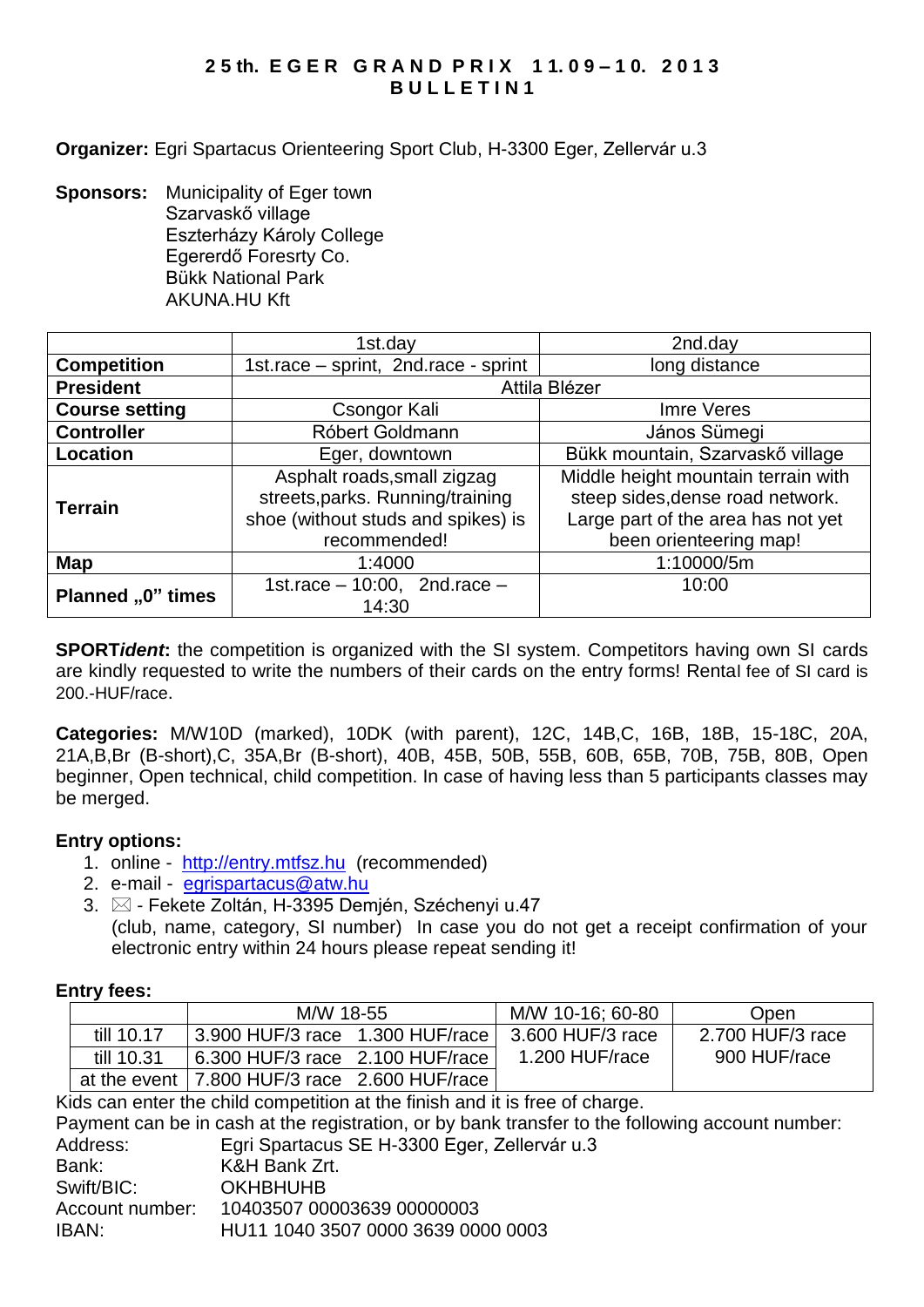# 25th. EGER GRAND PRIX 11.09–10. 2013
## BULLETIN1

**Organizer:** Egri Spartacus Orienteering Sport Club, H-3300 Eger, Zellervár u.3

**Sponsors:** Municipality of Eger town
Szarvaskő village
Eszterházy Károly College
Egererdő Foresrty Co.
Bükk National Park
AKUNA.HU Kft

| | 1st.day | 2nd.day |
|---|---|---|
| **Competition** | 1st.race – sprint, 2nd.race - sprint | long distance |
| **President** | Attila Blézer | |
| **Course setting** | Csongor Kali | Imre Veres |
| **Controller** | Róbert Goldmann | János Sümegi |
| **Location** | Eger, downtown | Bükk mountain, Szarvaskő village |
| **Terrain** | Asphalt roads,small zigzag streets,parks. Running/training shoe (without studs and spikes) is recommended! | Middle height mountain terrain with steep sides,dense road network. Large part of the area has not yet been orienteering map! |
| **Map** | 1:4000 | 1:10000/5m |
| **Planned „0" times** | 1st.race – 10:00, 2nd.race – 14:30 | 10:00 |

**SPORT*ident*:** the competition is organized with the SI system. Competitors having own SI cards are kindly requested to write the numbers of their cards on the entry forms! Rental fee of SI card is 200.-HUF/race.

**Categories:** M/W10D (marked), 10DK (with parent), 12C, 14B,C, 16B, 18B, 15-18C, 20A, 21A,B,Br (B-short),C, 35A,Br (B-short), 40B, 45B, 50B, 55B, 60B, 65B, 70B, 75B, 80B, Open beginner, Open technical, child competition. In case of having less than 5 participants classes may be merged.

**Entry options:**

1. online - http://entry.mtfsz.hu (recommended)
2. e-mail - egrispartacus@atw.hu
3. ✉ - Fekete Zoltán, H-3395 Demjén, Széchenyi u.47
   (club, name, category, SI number) In case you do not get a receipt confirmation of your electronic entry within 24 hours please repeat sending it!

**Entry fees:**

| | M/W 18-55 | | M/W 10-16; 60-80 | Open |
|---|---|---|---|---|
| till 10.17 | 3.900 HUF/3 race | 1.300 HUF/race | 3.600 HUF/3 race 1.200 HUF/race | 2.700 HUF/3 race 900 HUF/race |
| till 10.31 | 6.300 HUF/3 race | 2.100 HUF/race | | |
| at the event | 7.800 HUF/3 race | 2.600 HUF/race | | |

Kids can enter the child competition at the finish and it is free of charge.

Payment can be in cash at the registration, or by bank transfer to the following account number:

Address: Egri Spartacus SE H-3300 Eger, Zellervár u.3
Bank: K&H Bank Zrt.
Swift/BIC: OKHBHUHB
Account number: 10403507 00003639 00000003
IBAN: HU11 1040 3507 0000 3639 0000 0003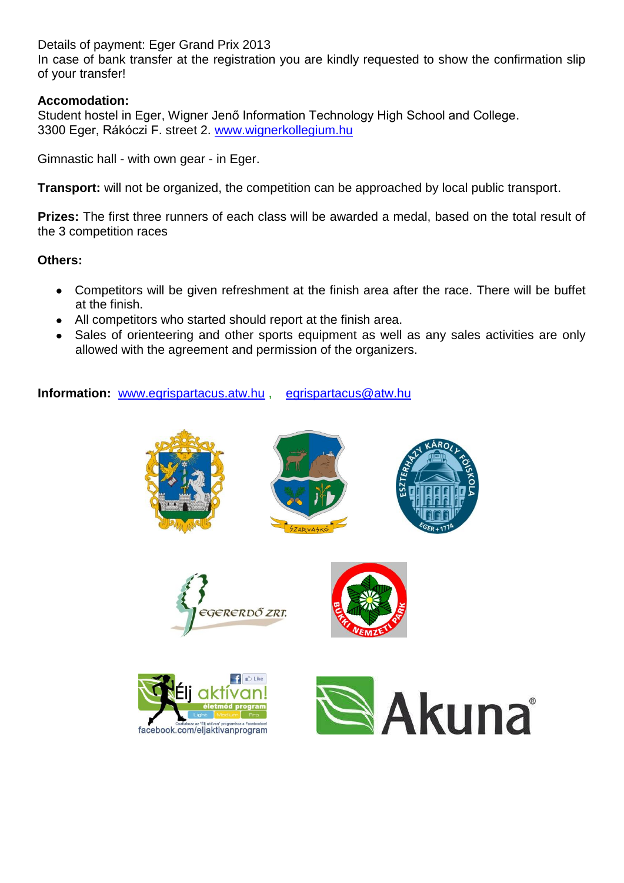Details of payment: Eger Grand Prix 2013
In case of bank transfer at the registration you are kindly requested to show the confirmation slip of your transfer!

**Accomodation:**
Student hostel in Eger, Wigner Jenő Information Technology High School and College.
3300 Eger, Rákóczi F. street 2. www.wignerkollegium.hu

Gimnastic hall - with own gear - in Eger.

**Transport:** will not be organized, the competition can be approached by local public transport.

**Prizes:** The first three runners of each class will be awarded a medal, based on the total result of the 3 competition races

**Others:**

- Competitors will be given refreshment at the finish area after the race. There will be buffet at the finish.
- All competitors who started should report at the finish area.
- Sales of orienteering and other sports equipment as well as any sales activities are only allowed with the agreement and permission of the organizers.

**Information:** www.egrispartacus.atw.hu , egrispartacus@atw.hu